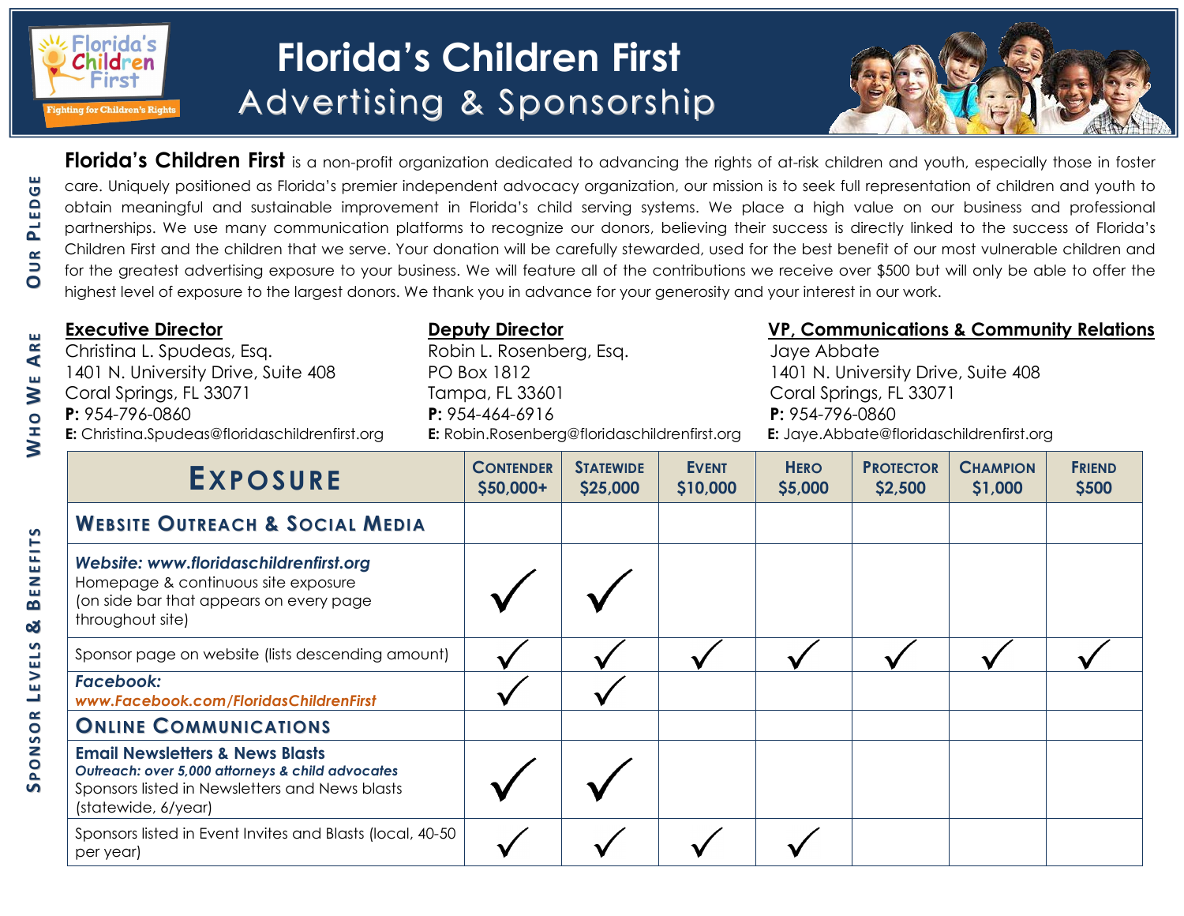# Florida's Children First
## Advertising & Sponsorship

Florida's Children First — Fighting for Children's Rights

### Our Pledge

**Florida's Children First** is a non-profit organization dedicated to advancing the rights of at-risk children and youth, especially those in foster care. Uniquely positioned as Florida's premier independent advocacy organization, our mission is to seek full representation of children and youth to obtain meaningful and sustainable improvement in Florida's child serving systems. We place a high value on our business and professional partnerships. We use many communication platforms to recognize our donors, believing their success is directly linked to the success of Florida's Children First and the children that we serve. Your donation will be carefully stewarded, used for the best benefit of our most vulnerable children and for the greatest advertising exposure to your business. We will feature all of the contributions we receive over $500 but will only be able to offer the highest level of exposure to the largest donors. We thank you in advance for your generosity and your interest in our work.

### Who We Are

**Executive Director**
Christina L. Spudeas, Esq.
1401 N. University Drive, Suite 408
Coral Springs, FL 33071
**P:** 954-796-0860
**E:** Christina.Spudeas@floridaschildrenfirst.org

**Deputy Director**
Robin L. Rosenberg, Esq.
PO Box 1812
Tampa, FL 33601
**P:** 954-464-6916
**E:** Robin.Rosenberg@floridaschildrenfirst.org

**VP, Communications & Community Relations**
Jaye Abbate
1401 N. University Drive, Suite 408
Coral Springs, FL 33071
**P:** 954-796-0860
**E:** Jaye.Abbate@floridaschildrenfirst.org

### Sponsor Levels & Benefits

| EXPOSURE | CONTENDER $50,000+ | STATEWIDE $25,000 | EVENT $10,000 | HERO $5,000 | PROTECTOR $2,500 | CHAMPION $1,000 | FRIEND $500 |
|---|---|---|---|---|---|---|---|
| **WEBSITE OUTREACH & SOCIAL MEDIA** | | | | | | | |
| ***Website: www.floridaschildrenfirst.org*** Homepage & continuous site exposure (on side bar that appears on every page throughout site) | ✓ | ✓ | | | | | |
| Sponsor page on website (lists descending amount) | ✓ | ✓ | ✓ | ✓ | ✓ | ✓ | ✓ |
| ***Facebook:*** ***www.Facebook.com/FloridasChildrenFirst*** | ✓ | ✓ | | | | | |
| **ONLINE COMMUNICATIONS** | | | | | | | |
| **Email Newsletters & News Blasts** ***Outreach: over 5,000 attorneys & child advocates*** Sponsors listed in Newsletters and News blasts (statewide, 6/year) | ✓ | ✓ | | | | | |
| Sponsors listed in Event Invites and Blasts (local, 40-50 per year) | ✓ | ✓ | ✓ | ✓ | | | |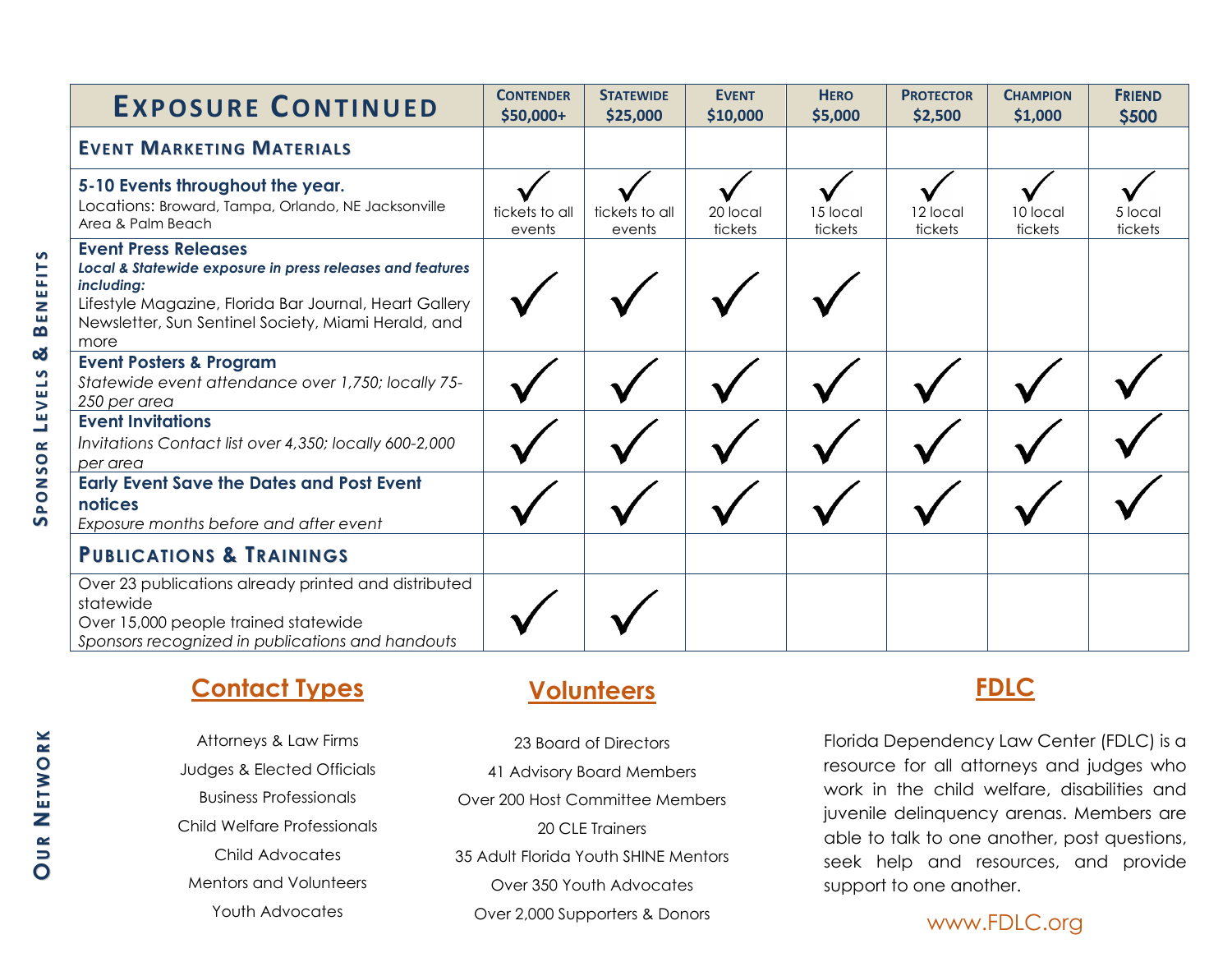**Sponsor Levels & Benefits**

| Exposure Continued | Contender $50,000+ | Statewide $25,000 | Event $10,000 | Hero $5,000 | Protector $2,500 | Champion $1,000 | Friend $500 |
|---|---|---|---|---|---|---|---|
| **Event Marketing Materials** | | | | | | | |
| **5-10 Events throughout the year.** Locations: Broward, Tampa, Orlando, NE Jacksonville Area & Palm Beach | ✓ tickets to all events | ✓ tickets to all events | ✓ 20 local tickets | ✓ 15 local tickets | ✓ 12 local tickets | ✓ 10 local tickets | ✓ 5 local tickets |
| **Event Press Releases** *Local & Statewide exposure in press releases and features including:* Lifestyle Magazine, Florida Bar Journal, Heart Gallery Newsletter, Sun Sentinel Society, Miami Herald, and more | ✓ | ✓ | ✓ | ✓ | | | |
| **Event Posters & Program** *Statewide event attendance over 1,750; locally 75-250 per area* | ✓ | ✓ | ✓ | ✓ | ✓ | ✓ | ✓ |
| **Event Invitations** *Invitations Contact list over 4,350; locally 600-2,000 per area* | ✓ | ✓ | ✓ | ✓ | ✓ | ✓ | ✓ |
| **Early Event Save the Dates and Post Event notices** *Exposure months before and after event* | ✓ | ✓ | ✓ | ✓ | ✓ | ✓ | ✓ |
| **Publications & Trainings** | | | | | | | |
| Over 23 publications already printed and distributed statewide. Over 15,000 people trained statewide. *Sponsors recognized in publications and handouts* | ✓ | ✓ | | | | | |

**Our Network**

## Contact Types

Attorneys & Law Firms
Judges & Elected Officials
Business Professionals
Child Welfare Professionals
Child Advocates
Mentors and Volunteers
Youth Advocates

## Volunteers

23 Board of Directors
41 Advisory Board Members
Over 200 Host Committee Members
20 CLE Trainers
35 Adult Florida Youth SHINE Mentors
Over 350 Youth Advocates
Over 2,000 Supporters & Donors

## FDLC

Florida Dependency Law Center (FDLC) is a resource for all attorneys and judges who work in the child welfare, disabilities and juvenile delinquency arenas. Members are able to talk to one another, post questions, seek help and resources, and provide support to one another.

www.FDLC.org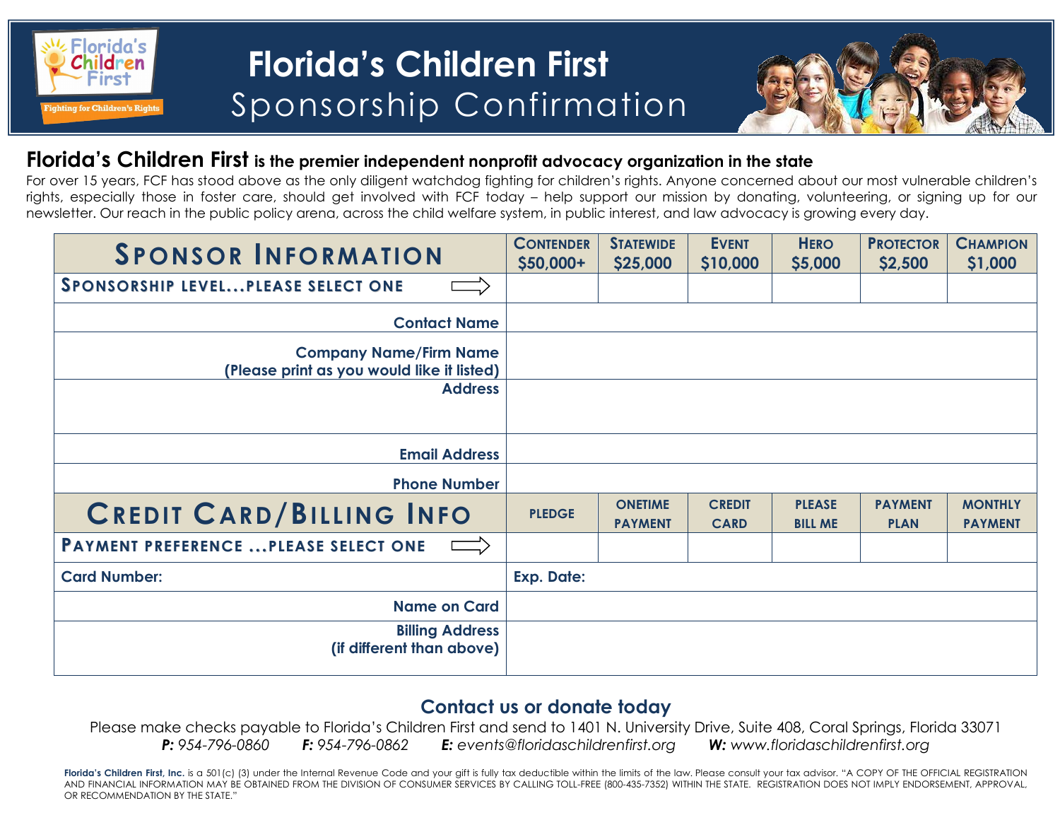# Florida's Children First
## Sponsorship Confirmation

Florida's Children First · Fighting for Children's Rights

**Florida's Children First is the premier independent nonprofit advocacy organization in the state**

For over 15 years, FCF has stood above as the only diligent watchdog fighting for children's rights. Anyone concerned about our most vulnerable children's rights, especially those in foster care, should get involved with FCF today – help support our mission by donating, volunteering, or signing up for our newsletter. Our reach in the public policy arena, across the child welfare system, in public interest, and law advocacy is growing every day.

| **SPONSOR INFORMATION** | **CONTENDER $50,000+** | **STATEWIDE $25,000** | **EVENT $10,000** | **HERO $5,000** | **PROTECTOR $2,500** | **CHAMPION $1,000** |
|---|---|---|---|---|---|---|
| **SPONSORSHIP LEVEL...PLEASE SELECT ONE** ⇨ | | | | | | |
| **Contact Name** | | | | | | |
| **Company Name/Firm Name (Please print as you would like it listed)** | | | | | | |
| **Address** | | | | | | |
| **Email Address** | | | | | | |
| **Phone Number** | | | | | | |
| **CREDIT CARD/BILLING INFO** | **PLEDGE** | **ONETIME PAYMENT** | **CREDIT CARD** | **PLEASE BILL ME** | **PAYMENT PLAN** | **MONTHLY PAYMENT** |
| **PAYMENT PREFERENCE ...PLEASE SELECT ONE** ⇨ | | | | | | |
| **Card Number:** | **Exp. Date:** | | | | | |
| **Name on Card** | | | | | | |
| **Billing Address (if different than above)** | | | | | | |

## Contact us or donate today

Please make checks payable to Florida's Children First and send to 1401 N. University Drive, Suite 408, Coral Springs, Florida 33071

***P:*** *954-796-0860* ***F:*** *954-796-0862* ***E:*** *events@floridaschildrenfirst.org* ***W:*** *www.floridaschildrenfirst.org*

**Florida's Children First, Inc.** is a 501(c) (3) under the Internal Revenue Code and your gift is fully tax deductible within the limits of the law. Please consult your tax advisor. "A COPY OF THE OFFICIAL REGISTRATION AND FINANCIAL INFORMATION MAY BE OBTAINED FROM THE DIVISION OF CONSUMER SERVICES BY CALLING TOLL-FREE (800-435-7352) WITHIN THE STATE. REGISTRATION DOES NOT IMPLY ENDORSEMENT, APPROVAL, OR RECOMMENDATION BY THE STATE."